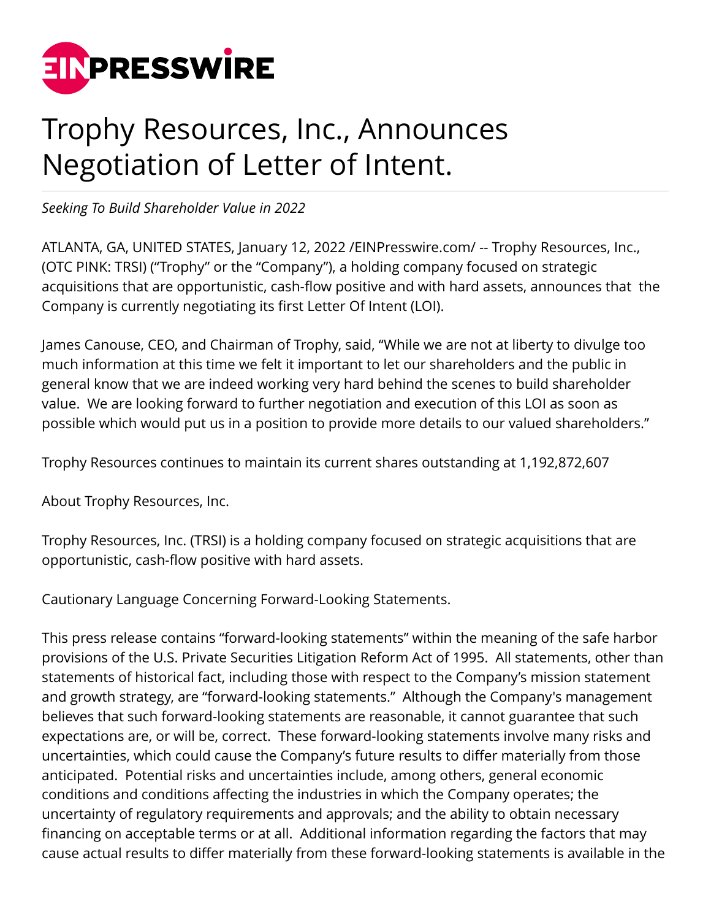# Trophy Resources, Inc., Announces Negotiation of Letter of Intent.

*Seeking To Build Shareholder Value in 2022*

ATLANTA, GA, UNITED STATES, January 12, 2022 /EINPresswire.com/ -- Trophy Resources, Inc., (OTC PINK: TRSI) ("Trophy" or the "Company"), a holding company focused on strategic acquisitions that are opportunistic, cash-flow positive and with hard assets, announces that the Company is currently negotiating its first Letter Of Intent (LOI).

James Canouse, CEO, and Chairman of Trophy, said, "While we are not at liberty to divulge too much information at this time we felt it important to let our shareholders and the public in general know that we are indeed working very hard behind the scenes to build shareholder value. We are looking forward to further negotiation and execution of this LOI as soon as possible which would put us in a position to provide more details to our valued shareholders."

Trophy Resources continues to maintain its current shares outstanding at 1,192,872,607

About Trophy Resources, Inc.

Trophy Resources, Inc. (TRSI) is a holding company focused on strategic acquisitions that are opportunistic, cash-flow positive with hard assets.

Cautionary Language Concerning Forward-Looking Statements.

This press release contains "forward-looking statements" within the meaning of the safe harbor provisions of the U.S. Private Securities Litigation Reform Act of 1995. All statements, other than statements of historical fact, including those with respect to the Company's mission statement and growth strategy, are "forward-looking statements." Although the Company's management believes that such forward-looking statements are reasonable, it cannot guarantee that such expectations are, or will be, correct. These forward-looking statements involve many risks and uncertainties, which could cause the Company's future results to differ materially from those anticipated. Potential risks and uncertainties include, among others, general economic conditions and conditions affecting the industries in which the Company operates; the uncertainty of regulatory requirements and approvals; and the ability to obtain necessary financing on acceptable terms or at all. Additional information regarding the factors that may cause actual results to differ materially from these forward-looking statements is available in the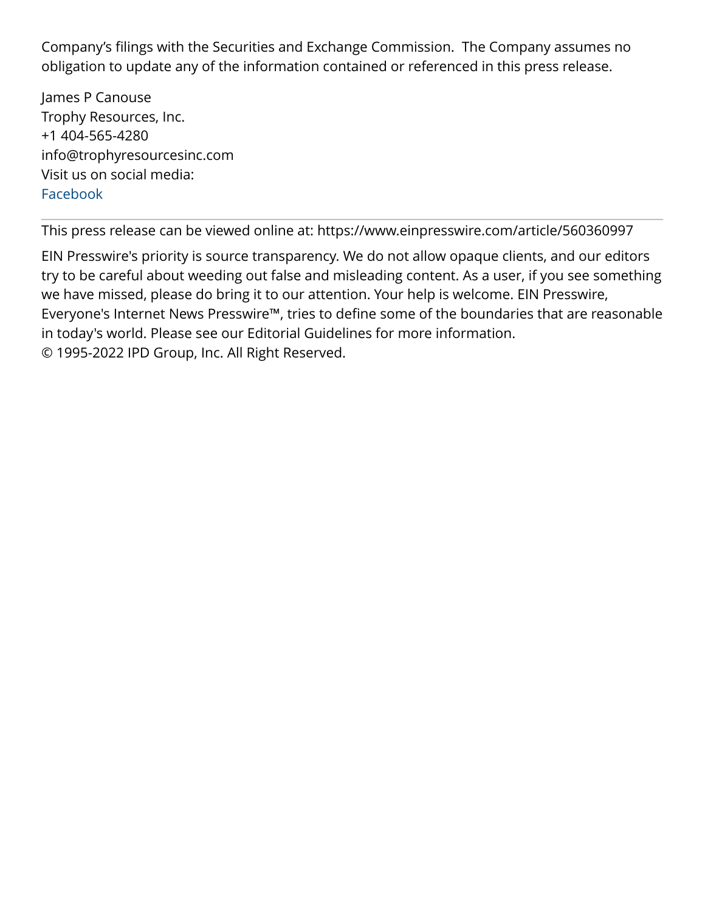Company’s filings with the Securities and Exchange Commission. The Company assumes no obligation to update any of the information contained or referenced in this press release.

James P Canouse
Trophy Resources, Inc.
+1 404-565-4280
info@trophyresourcesinc.com
Visit us on social media:
Facebook

---

This press release can be viewed online at: https://www.einpresswire.com/article/560360997

EIN Presswire's priority is source transparency. We do not allow opaque clients, and our editors try to be careful about weeding out false and misleading content. As a user, if you see something we have missed, please do bring it to our attention. Your help is welcome. EIN Presswire, Everyone's Internet News Presswire™, tries to define some of the boundaries that are reasonable in today's world. Please see our Editorial Guidelines for more information.
© 1995-2022 IPD Group, Inc. All Right Reserved.